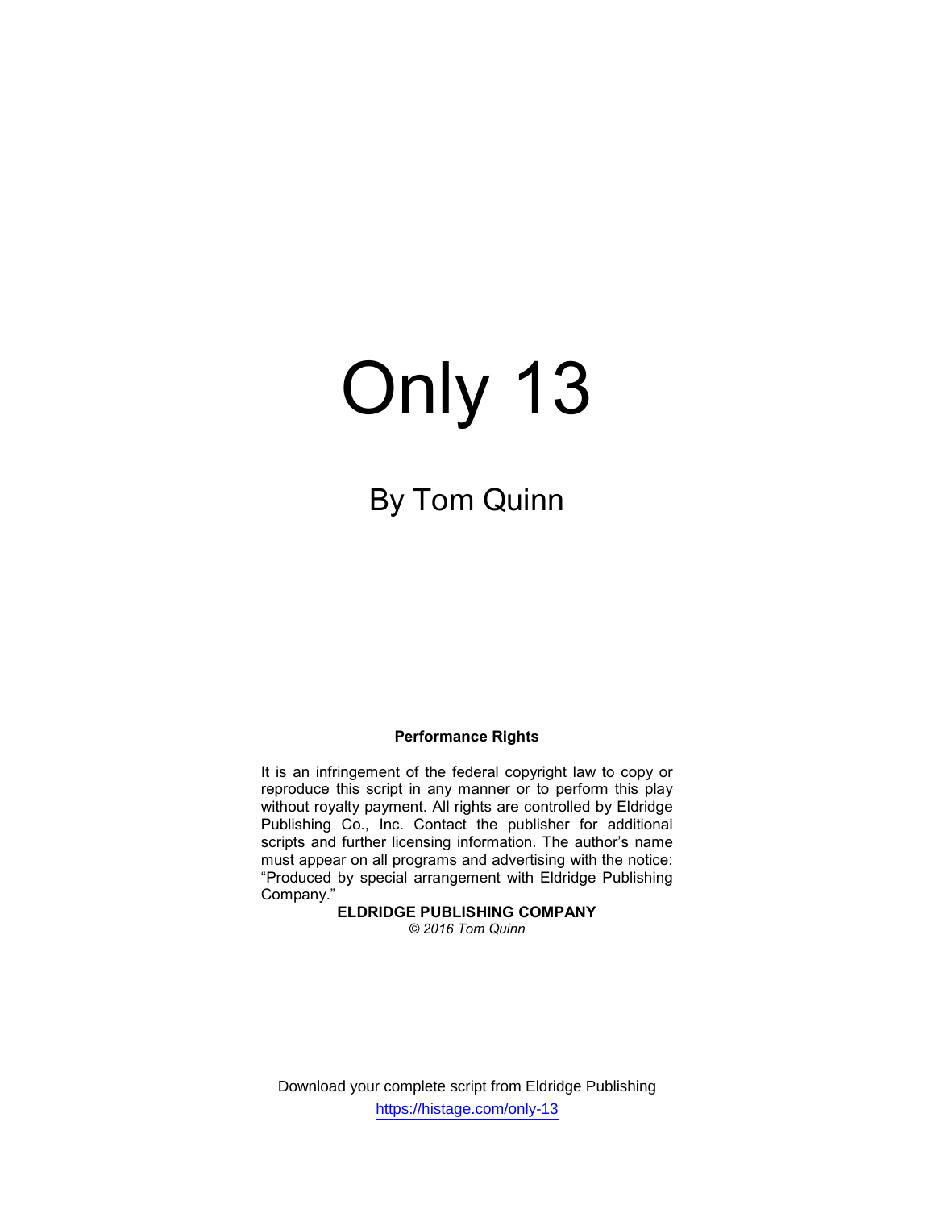# Only 13

## By Tom Quinn

**Performance Rights**

It is an infringement of the federal copyright law to copy or reproduce this script in any manner or to perform this play without royalty payment. All rights are controlled by Eldridge Publishing Co., Inc. Contact the publisher for additional scripts and further licensing information. The author's name must appear on all programs and advertising with the notice: "Produced by special arrangement with Eldridge Publishing Company."

**ELDRIDGE PUBLISHING COMPANY**

*© 2016 Tom Quinn*

Download your complete script from Eldridge Publishing

https://histage.com/only-13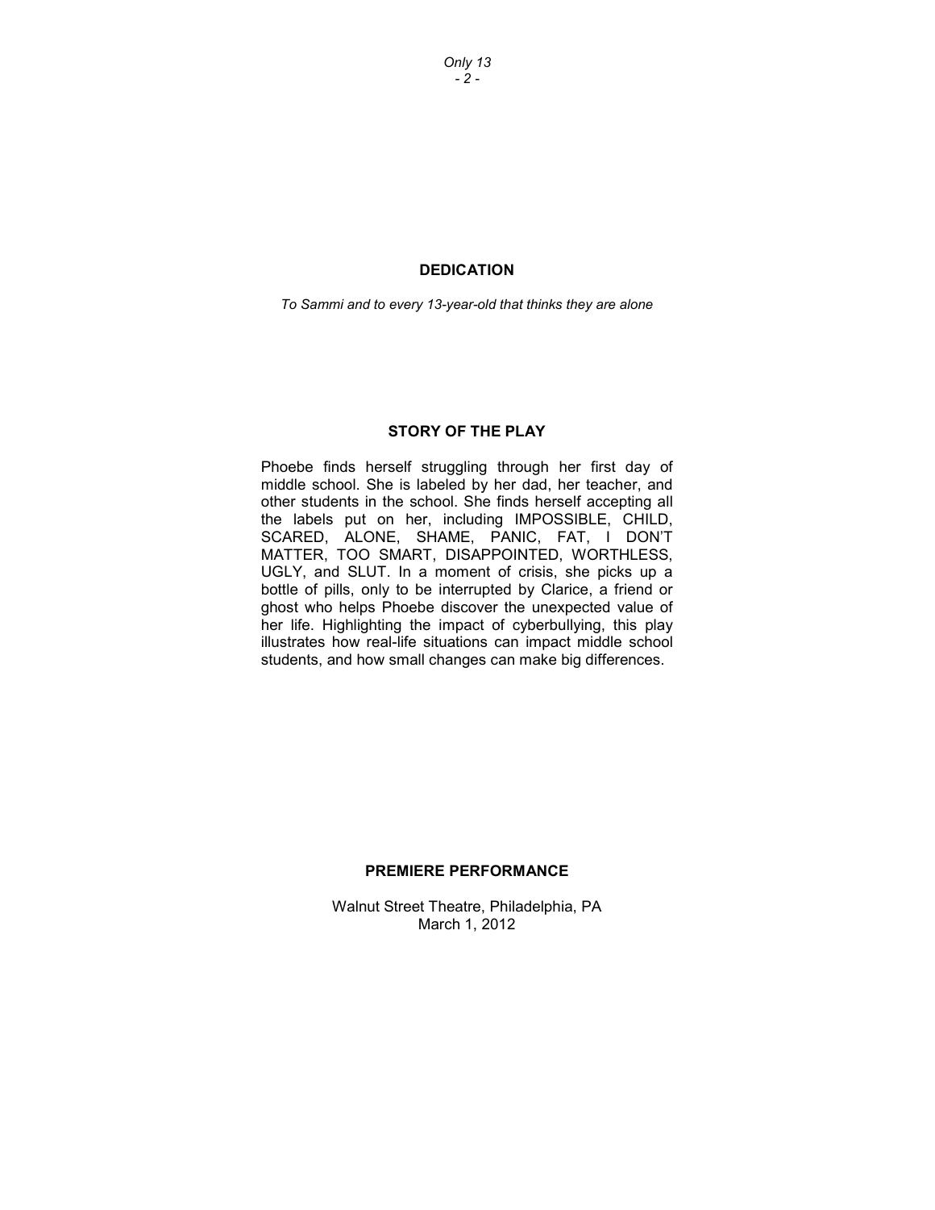## DEDICATION

*To Sammi and to every 13-year-old that thinks they are alone*

## STORY OF THE PLAY

Phoebe finds herself struggling through her first day of middle school. She is labeled by her dad, her teacher, and other students in the school. She finds herself accepting all the labels put on her, including IMPOSSIBLE, CHILD, SCARED, ALONE, SHAME, PANIC, FAT, I DON'T MATTER, TOO SMART, DISAPPOINTED, WORTHLESS, UGLY, and SLUT. In a moment of crisis, she picks up a bottle of pills, only to be interrupted by Clarice, a friend or ghost who helps Phoebe discover the unexpected value of her life. Highlighting the impact of cyberbullying, this play illustrates how real-life situations can impact middle school students, and how small changes can make big differences.

## PREMIERE PERFORMANCE

Walnut Street Theatre, Philadelphia, PA
March 1, 2012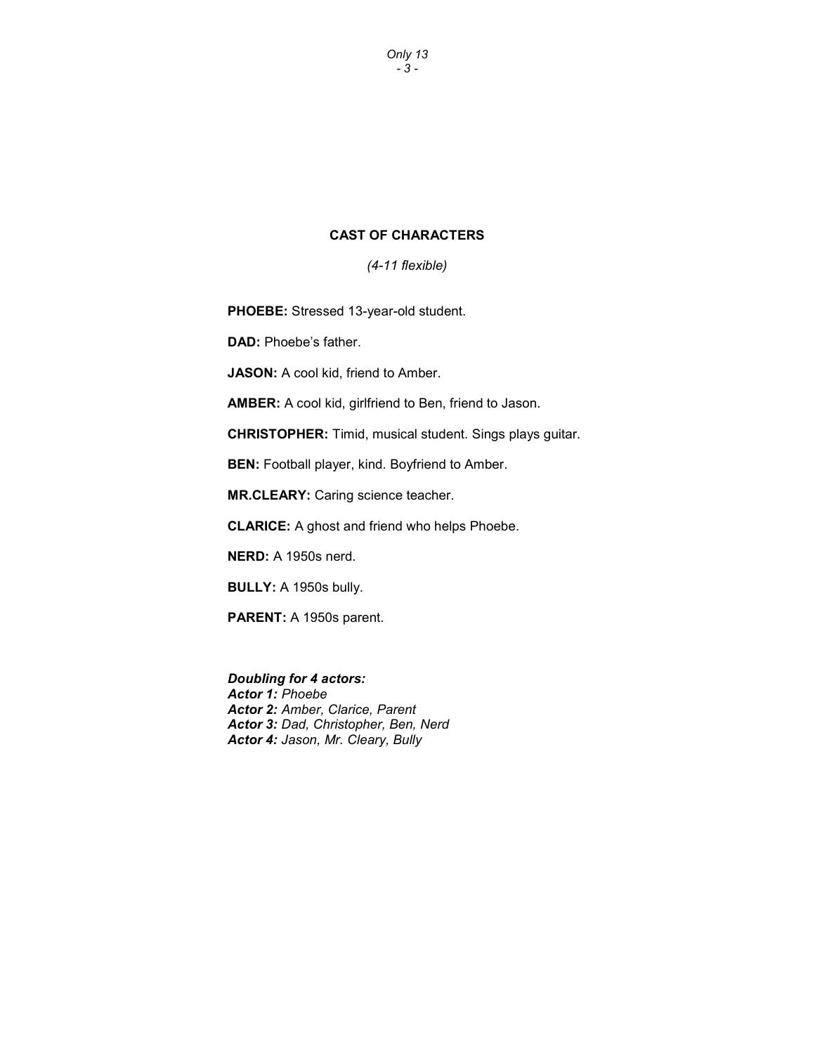## CAST OF CHARACTERS

*(4-11 flexible)*

**PHOEBE:** Stressed 13-year-old student.

**DAD:** Phoebe's father.

**JASON:** A cool kid, friend to Amber.

**AMBER:** A cool kid, girlfriend to Ben, friend to Jason.

**CHRISTOPHER:** Timid, musical student. Sings plays guitar.

**BEN:** Football player, kind. Boyfriend to Amber.

**MR.CLEARY:** Caring science teacher.

**CLARICE:** A ghost and friend who helps Phoebe.

**NERD:** A 1950s nerd.

**BULLY:** A 1950s bully.

**PARENT:** A 1950s parent.

***Doubling for 4 actors:***
***Actor 1:*** *Phoebe*
***Actor 2:*** *Amber, Clarice, Parent*
***Actor 3:*** *Dad, Christopher, Ben, Nerd*
***Actor 4:*** *Jason, Mr. Cleary, Bully*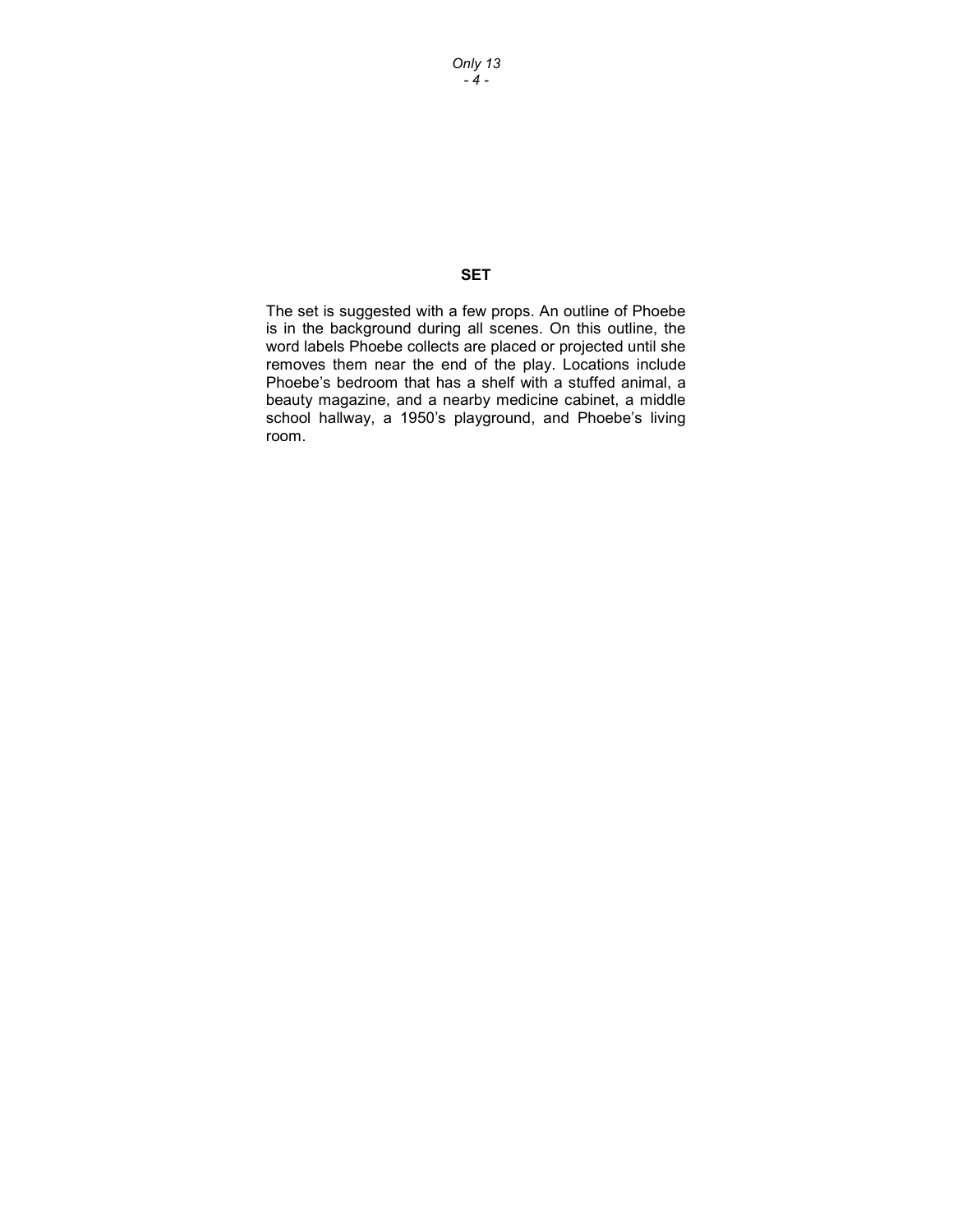## SET

The set is suggested with a few props. An outline of Phoebe is in the background during all scenes. On this outline, the word labels Phoebe collects are placed or projected until she removes them near the end of the play. Locations include Phoebe's bedroom that has a shelf with a stuffed animal, a beauty magazine, and a nearby medicine cabinet, a middle school hallway, a 1950's playground, and Phoebe's living room.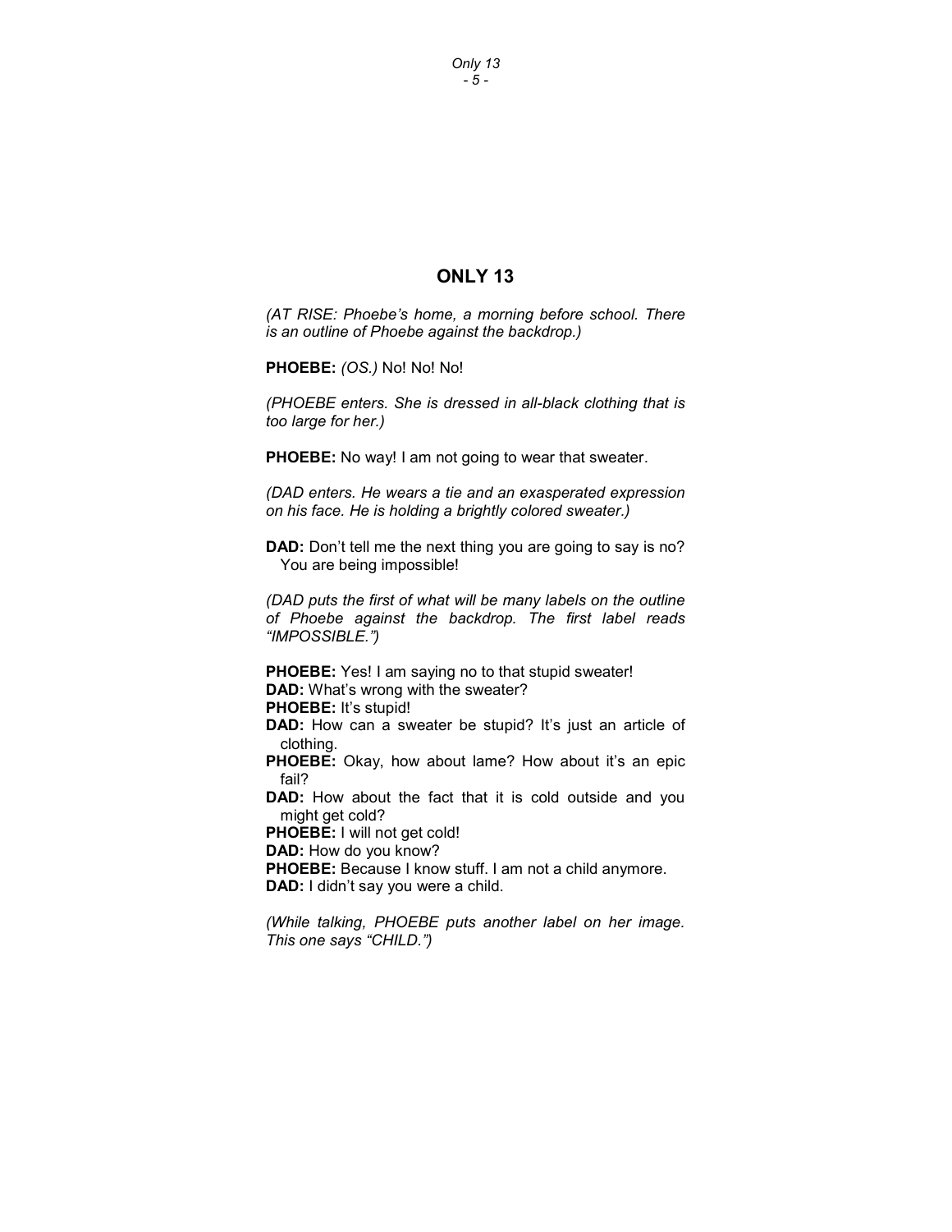# ONLY 13

*(AT RISE: Phoebe's home, a morning before school. There is an outline of Phoebe against the backdrop.)*

**PHOEBE:** *(OS.)* No! No! No!

*(PHOEBE enters. She is dressed in all-black clothing that is too large for her.)*

**PHOEBE:** No way! I am not going to wear that sweater.

*(DAD enters. He wears a tie and an exasperated expression on his face. He is holding a brightly colored sweater.)*

**DAD:** Don't tell me the next thing you are going to say is no? You are being impossible!

*(DAD puts the first of what will be many labels on the outline of Phoebe against the backdrop. The first label reads "IMPOSSIBLE.")*

**PHOEBE:** Yes! I am saying no to that stupid sweater!
**DAD:** What's wrong with the sweater?
**PHOEBE:** It's stupid!
**DAD:** How can a sweater be stupid? It's just an article of clothing.
**PHOEBE:** Okay, how about lame? How about it's an epic fail?
**DAD:** How about the fact that it is cold outside and you might get cold?
**PHOEBE:** I will not get cold!
**DAD:** How do you know?
**PHOEBE:** Because I know stuff. I am not a child anymore.
**DAD:** I didn't say you were a child.

*(While talking, PHOEBE puts another label on her image. This one says "CHILD.")*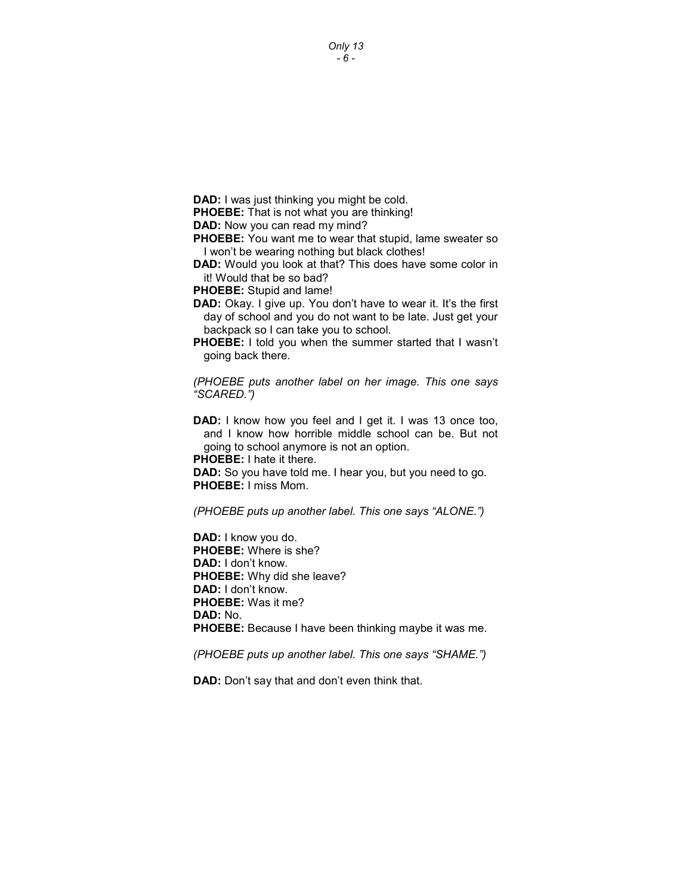**DAD:** I was just thinking you might be cold.

**PHOEBE:** That is not what you are thinking!

**DAD:** Now you can read my mind?

**PHOEBE:** You want me to wear that stupid, lame sweater so I won't be wearing nothing but black clothes!

**DAD:** Would you look at that? This does have some color in it! Would that be so bad?

**PHOEBE:** Stupid and lame!

**DAD:** Okay. I give up. You don't have to wear it. It's the first day of school and you do not want to be late. Just get your backpack so I can take you to school.

**PHOEBE:** I told you when the summer started that I wasn't going back there.

*(PHOEBE puts another label on her image. This one says "SCARED.")*

**DAD:** I know how you feel and I get it. I was 13 once too, and I know how horrible middle school can be. But not going to school anymore is not an option.

**PHOEBE:** I hate it there.

**DAD:** So you have told me. I hear you, but you need to go.

**PHOEBE:** I miss Mom.

*(PHOEBE puts up another label. This one says "ALONE.")*

**DAD:** I know you do.

**PHOEBE:** Where is she?

**DAD:** I don't know.

**PHOEBE:** Why did she leave?

**DAD:** I don't know.

**PHOEBE:** Was it me?

**DAD:** No.

**PHOEBE:** Because I have been thinking maybe it was me.

*(PHOEBE puts up another label. This one says "SHAME.")*

**DAD:** Don't say that and don't even think that.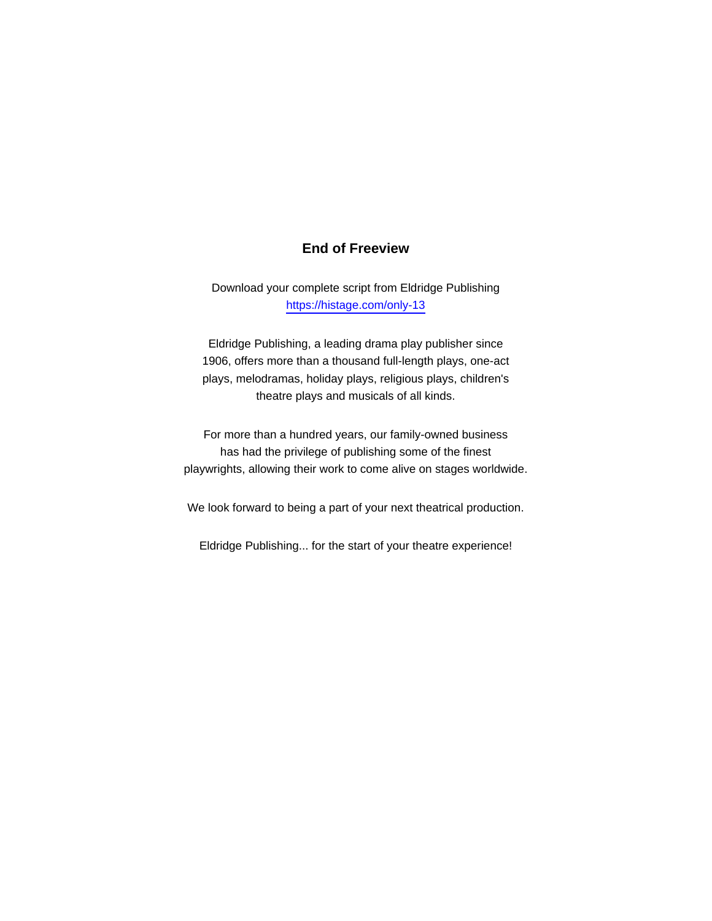## End of Freeview

Download your complete script from Eldridge Publishing
[https://histage.com/only-13](https://histage.com/only-13)

Eldridge Publishing, a leading drama play publisher since 1906, offers more than a thousand full-length plays, one-act plays, melodramas, holiday plays, religious plays, children's theatre plays and musicals of all kinds.

For more than a hundred years, our family-owned business has had the privilege of publishing some of the finest playwrights, allowing their work to come alive on stages worldwide.

We look forward to being a part of your next theatrical production.

Eldridge Publishing... for the start of your theatre experience!